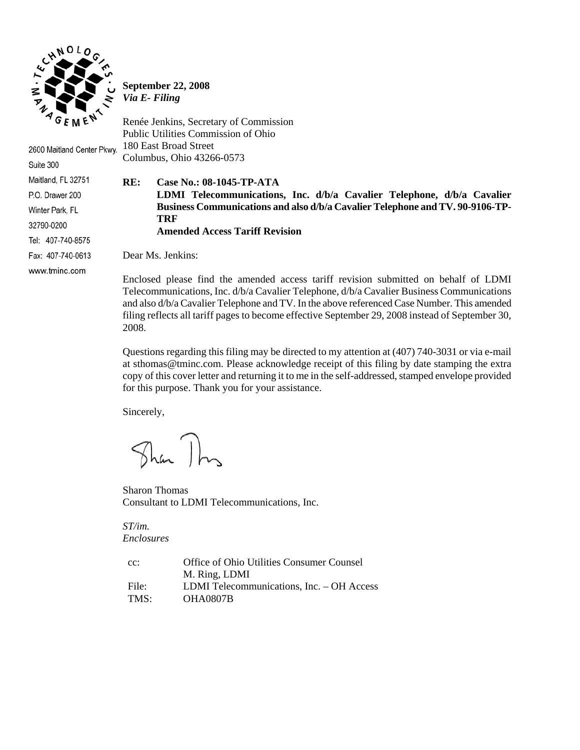TECHNOLOGIES MANAGEMENT INC

2600 Maitland Center Pkwy.
Suite 300
Maitland, FL 32751
P.O. Drawer 200
Winter Park, FL
32790-0200
Tel: 407-740-8575
Fax: 407-740-0613
www.tminc.com

**September 22, 2008**
***Via E- Filing***

Renée Jenkins, Secretary of Commission
Public Utilities Commission of Ohio
180 East Broad Street
Columbus, Ohio 43266-0573

**RE: Case No.: 08-1045-TP-ATA**
**LDMI Telecommunications, Inc. d/b/a Cavalier Telephone, d/b/a Cavalier Business Communications and also d/b/a Cavalier Telephone and TV. 90-9106-TP-TRF**
**Amended Access Tariff Revision**

Dear Ms. Jenkins:

Enclosed please find the amended access tariff revision submitted on behalf of LDMI Telecommunications, Inc. d/b/a Cavalier Telephone, d/b/a Cavalier Business Communications and also d/b/a Cavalier Telephone and TV. In the above referenced Case Number. This amended filing reflects all tariff pages to become effective September 29, 2008 instead of September 30, 2008.

Questions regarding this filing may be directed to my attention at (407) 740-3031 or via e-mail at sthomas@tminc.com. Please acknowledge receipt of this filing by date stamping the extra copy of this cover letter and returning it to me in the self-addressed, stamped envelope provided for this purpose. Thank you for your assistance.

Sincerely,

Sharon Thomas
Consultant to LDMI Telecommunications, Inc.

*ST/im.*
*Enclosures*

| | |
|---|---|
| cc: | Office of Ohio Utilities Consumer Counsel |
| | M. Ring, LDMI |
| File: | LDMI Telecommunications, Inc. – OH Access |
| TMS: | OHA0807B |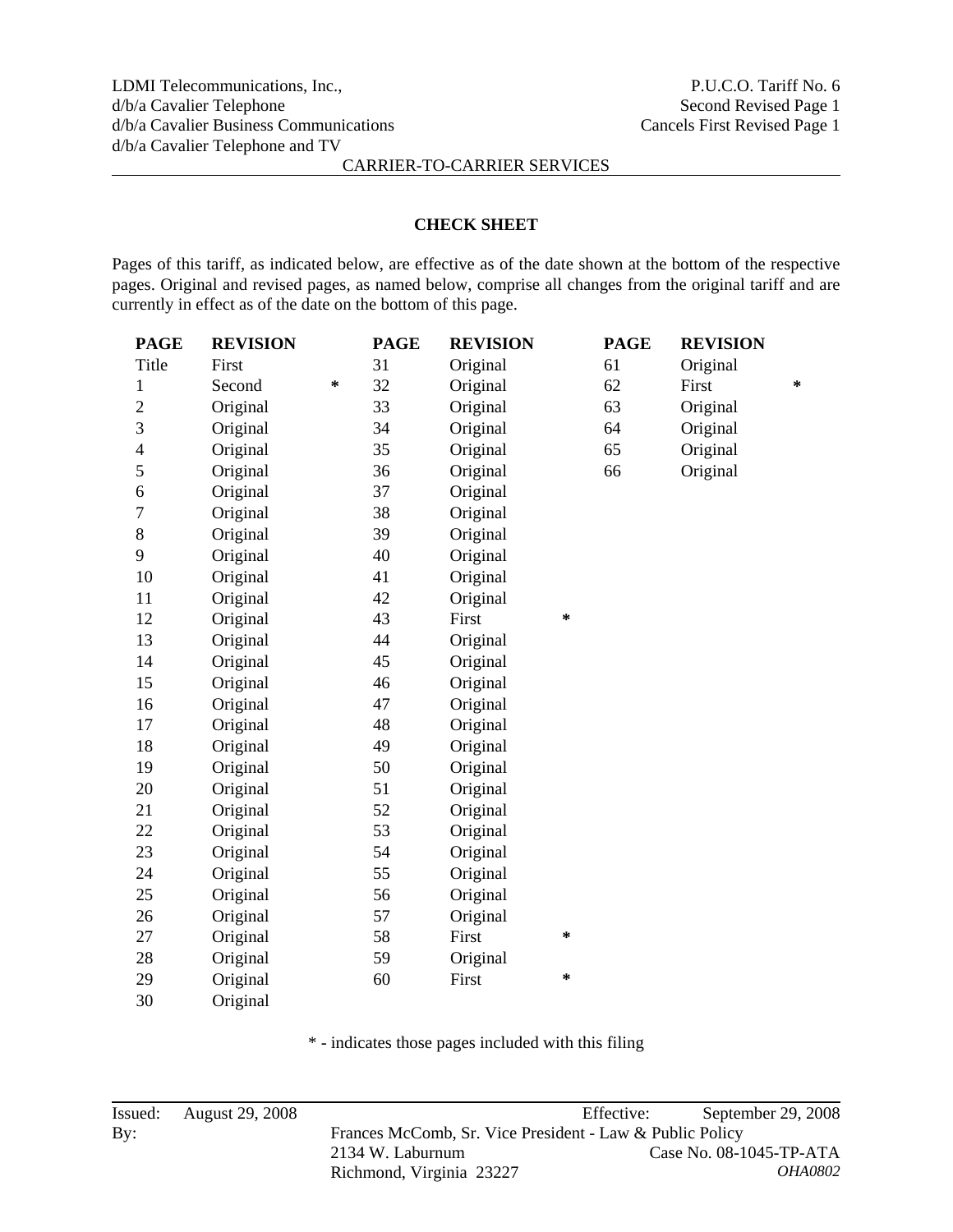LDMI Telecommunications, Inc.,
d/b/a Cavalier Telephone
d/b/a Cavalier Business Communications
d/b/a Cavalier Telephone and TV

P.U.C.O. Tariff No. 6
Second Revised Page 1
Cancels First Revised Page 1

CARRIER-TO-CARRIER SERVICES

## CHECK SHEET

Pages of this tariff, as indicated below, are effective as of the date shown at the bottom of the respective pages. Original and revised pages, as named below, comprise all changes from the original tariff and are currently in effect as of the date on the bottom of this page.

| PAGE | REVISION | | PAGE | REVISION | | PAGE | REVISION | |
|---|---|---|---|---|---|---|---|---|
| Title | First | | 31 | Original | | 61 | Original | |
| 1 | Second | * | 32 | Original | | 62 | First | * |
| 2 | Original | | 33 | Original | | 63 | Original | |
| 3 | Original | | 34 | Original | | 64 | Original | |
| 4 | Original | | 35 | Original | | 65 | Original | |
| 5 | Original | | 36 | Original | | 66 | Original | |
| 6 | Original | | 37 | Original | | | | |
| 7 | Original | | 38 | Original | | | | |
| 8 | Original | | 39 | Original | | | | |
| 9 | Original | | 40 | Original | | | | |
| 10 | Original | | 41 | Original | | | | |
| 11 | Original | | 42 | Original | | | | |
| 12 | Original | | 43 | First | * | | | |
| 13 | Original | | 44 | Original | | | | |
| 14 | Original | | 45 | Original | | | | |
| 15 | Original | | 46 | Original | | | | |
| 16 | Original | | 47 | Original | | | | |
| 17 | Original | | 48 | Original | | | | |
| 18 | Original | | 49 | Original | | | | |
| 19 | Original | | 50 | Original | | | | |
| 20 | Original | | 51 | Original | | | | |
| 21 | Original | | 52 | Original | | | | |
| 22 | Original | | 53 | Original | | | | |
| 23 | Original | | 54 | Original | | | | |
| 24 | Original | | 55 | Original | | | | |
| 25 | Original | | 56 | Original | | | | |
| 26 | Original | | 57 | Original | | | | |
| 27 | Original | | 58 | First | * | | | |
| 28 | Original | | 59 | Original | | | | |
| 29 | Original | | 60 | First | * | | | |
| 30 | Original | | | | | | | |

\* - indicates those pages included with this filing

Issued: August 29, 2008 Effective: September 29, 2008

By: Frances McComb, Sr. Vice President - Law & Public Policy
2134 W. Laburnum
Richmond, Virginia 23227

Case No. 08-1045-TP-ATA
*OHA0802*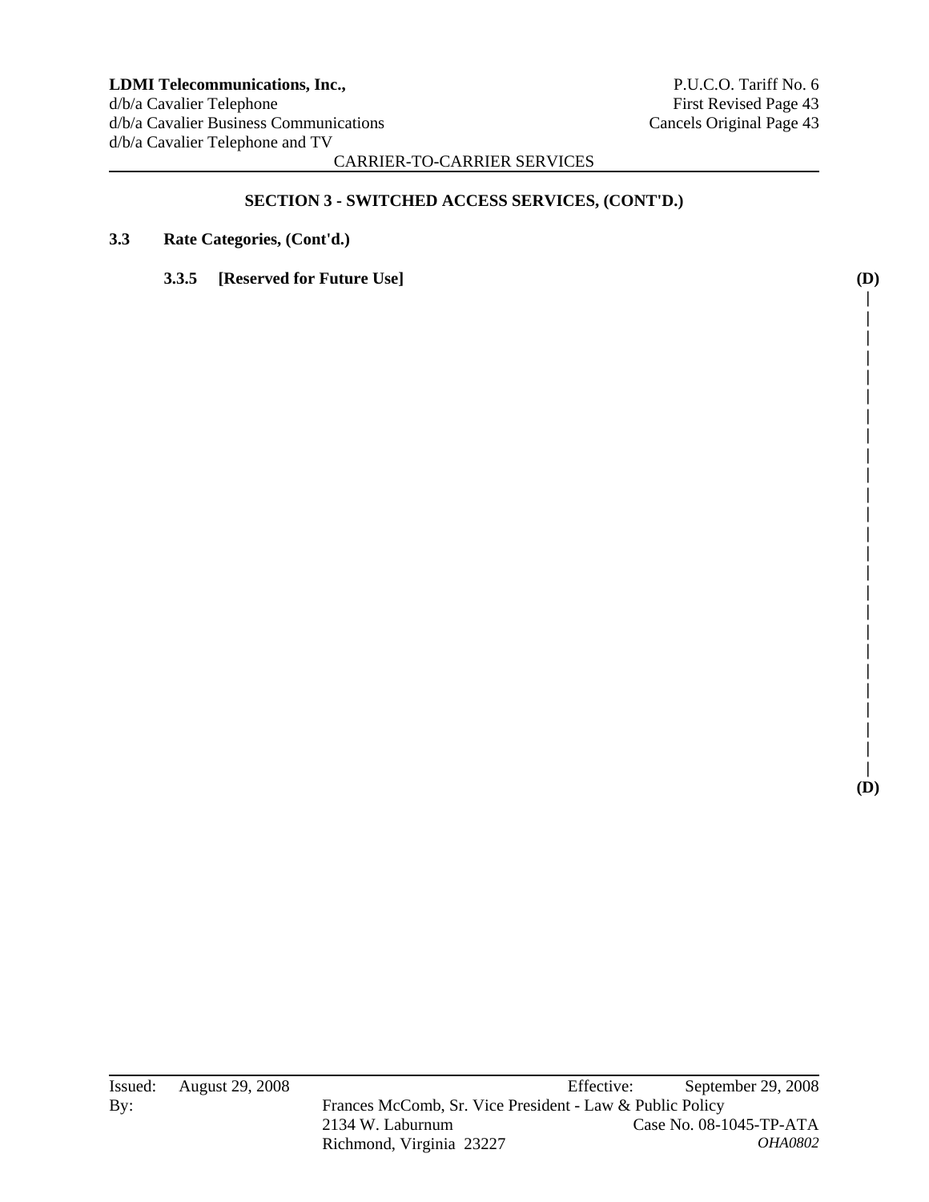## SECTION 3 - SWITCHED ACCESS SERVICES, (CONT'D.)

**3.3 Rate Categories, (Cont'd.)**

**3.3.5 [Reserved for Future Use]** (D)

(D)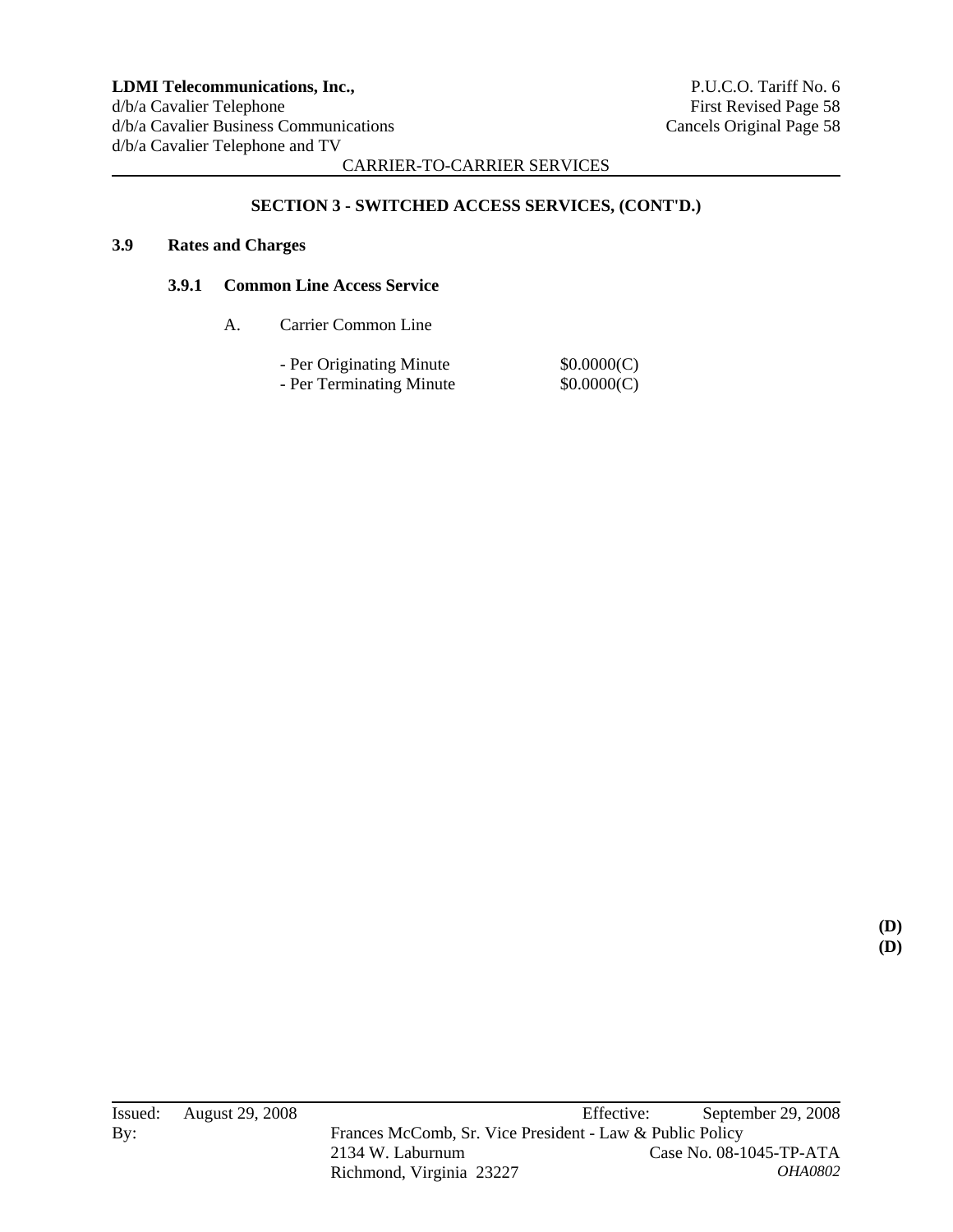**LDMI Telecommunications, Inc.,**
d/b/a Cavalier Telephone
d/b/a Cavalier Business Communications
d/b/a Cavalier Telephone and TV

P.U.C.O. Tariff No. 6
First Revised Page 58
Cancels Original Page 58

CARRIER-TO-CARRIER SERVICES

## SECTION 3 - SWITCHED ACCESS SERVICES, (CONT'D.)

### 3.9 Rates and Charges

#### 3.9.1 Common Line Access Service

A. Carrier Common Line

| | |
|---|---|
| - Per Originating Minute | $0.0000(C) |
| - Per Terminating Minute | $0.0000(C) |

(D)
(D)

Issued: August 29, 2008 Effective: September 29, 2008

By: Frances McComb, Sr. Vice President - Law & Public Policy
2134 W. Laburnum
Richmond, Virginia 23227

Case No. 08-1045-TP-ATA
*OHA0802*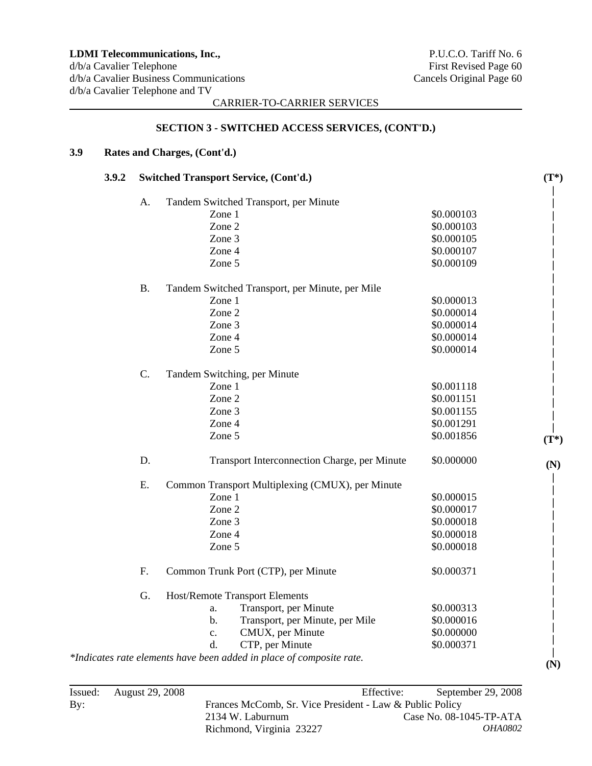LDMI Telecommunications, Inc.,
d/b/a Cavalier Telephone
d/b/a Cavalier Business Communications
d/b/a Cavalier Telephone and TV

P.U.C.O. Tariff No. 6
First Revised Page 60
Cancels Original Page 60

CARRIER-TO-CARRIER SERVICES

## SECTION 3 - SWITCHED ACCESS SERVICES, (CONT'D.)

### 3.9 Rates and Charges, (Cont'd.)

#### 3.9.2 Switched Transport Service, (Cont'd.) (T*)

A. Tandem Switched Transport, per Minute

| | |
|---|---|
| Zone 1 | $0.000103 |
| Zone 2 | $0.000103 |
| Zone 3 | $0.000105 |
| Zone 4 | $0.000107 |
| Zone 5 | $0.000109 |

B. Tandem Switched Transport, per Minute, per Mile

| | |
|---|---|
| Zone 1 | $0.000013 |
| Zone 2 | $0.000014 |
| Zone 3 | $0.000014 |
| Zone 4 | $0.000014 |
| Zone 5 | $0.000014 |

C. Tandem Switching, per Minute

| | |
|---|---|
| Zone 1 | $0.001118 |
| Zone 2 | $0.001151 |
| Zone 3 | $0.001155 |
| Zone 4 | $0.001291 |
| Zone 5 | $0.001856 (T*) |

D. Transport Interconnection Charge, per Minute $0.000000 (N)

E. Common Transport Multiplexing (CMUX), per Minute

| | |
|---|---|
| Zone 1 | $0.000015 |
| Zone 2 | $0.000017 |
| Zone 3 | $0.000018 |
| Zone 4 | $0.000018 |
| Zone 5 | $0.000018 |

F. Common Trunk Port (CTP), per Minute $0.000371

G. Host/Remote Transport Elements

| | | |
|---|---|---|
| a. | Transport, per Minute | $0.000313 |
| b. | Transport, per Minute, per Mile | $0.000016 |
| c. | CMUX, per Minute | $0.000000 |
| d. | CTP, per Minute | $0.000371 (N) |

*\*Indicates rate elements have been added in place of composite rate.*

Issued: August 29, 2008 Effective: September 29, 2008

By: Frances McComb, Sr. Vice President - Law & Public Policy
2134 W. Laburnum
Richmond, Virginia 23227

Case No. 08-1045-TP-ATA
*OHA0802*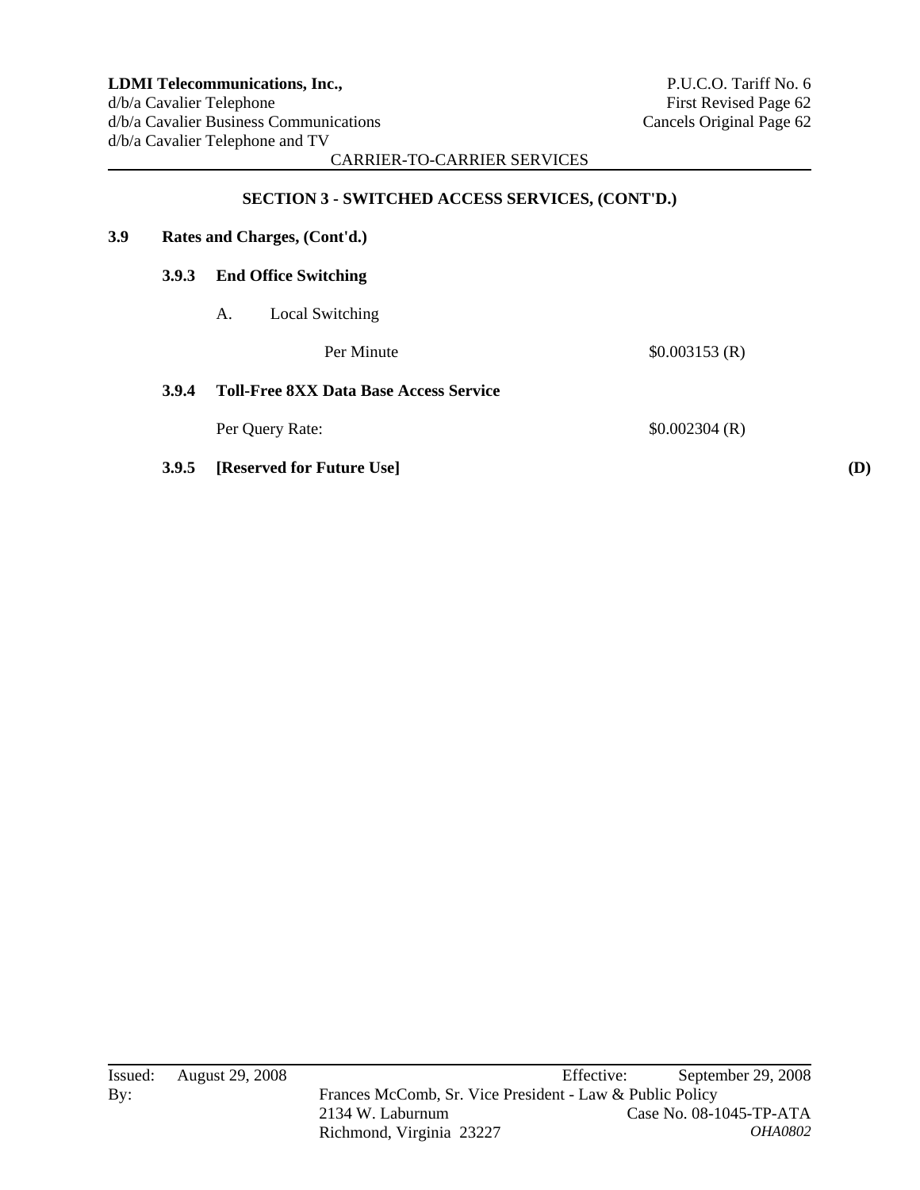## SECTION 3 - SWITCHED ACCESS SERVICES, (CONT'D.)

**3.9 Rates and Charges, (Cont'd.)**

**3.9.3 End Office Switching**

A. Local Switching

| | |
|---|---|
| Per Minute | $0.003153 (R) |

**3.9.4 Toll-Free 8XX Data Base Access Service**

| | |
|---|---|
| Per Query Rate: | $0.002304 (R) |

**3.9.5 [Reserved for Future Use]** **(D)**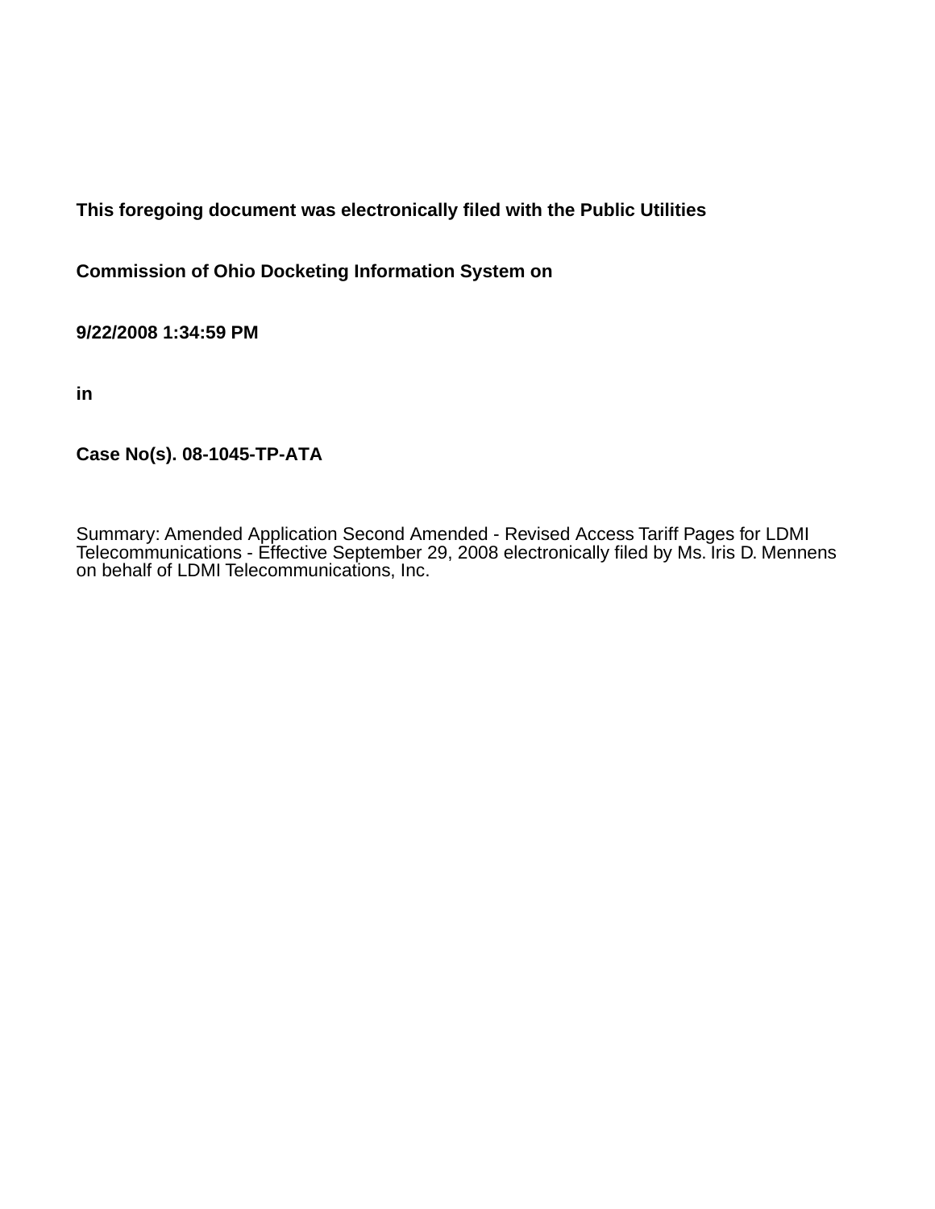**This foregoing document was electronically filed with the Public Utilities**

**Commission of Ohio Docketing Information System on**

**9/22/2008 1:34:59 PM**

**in**

**Case No(s). 08-1045-TP-ATA**

Summary: Amended Application Second Amended - Revised Access Tariff Pages for LDMI Telecommunications - Effective September 29, 2008 electronically filed by Ms. Iris D. Mennens on behalf of LDMI Telecommunications, Inc.